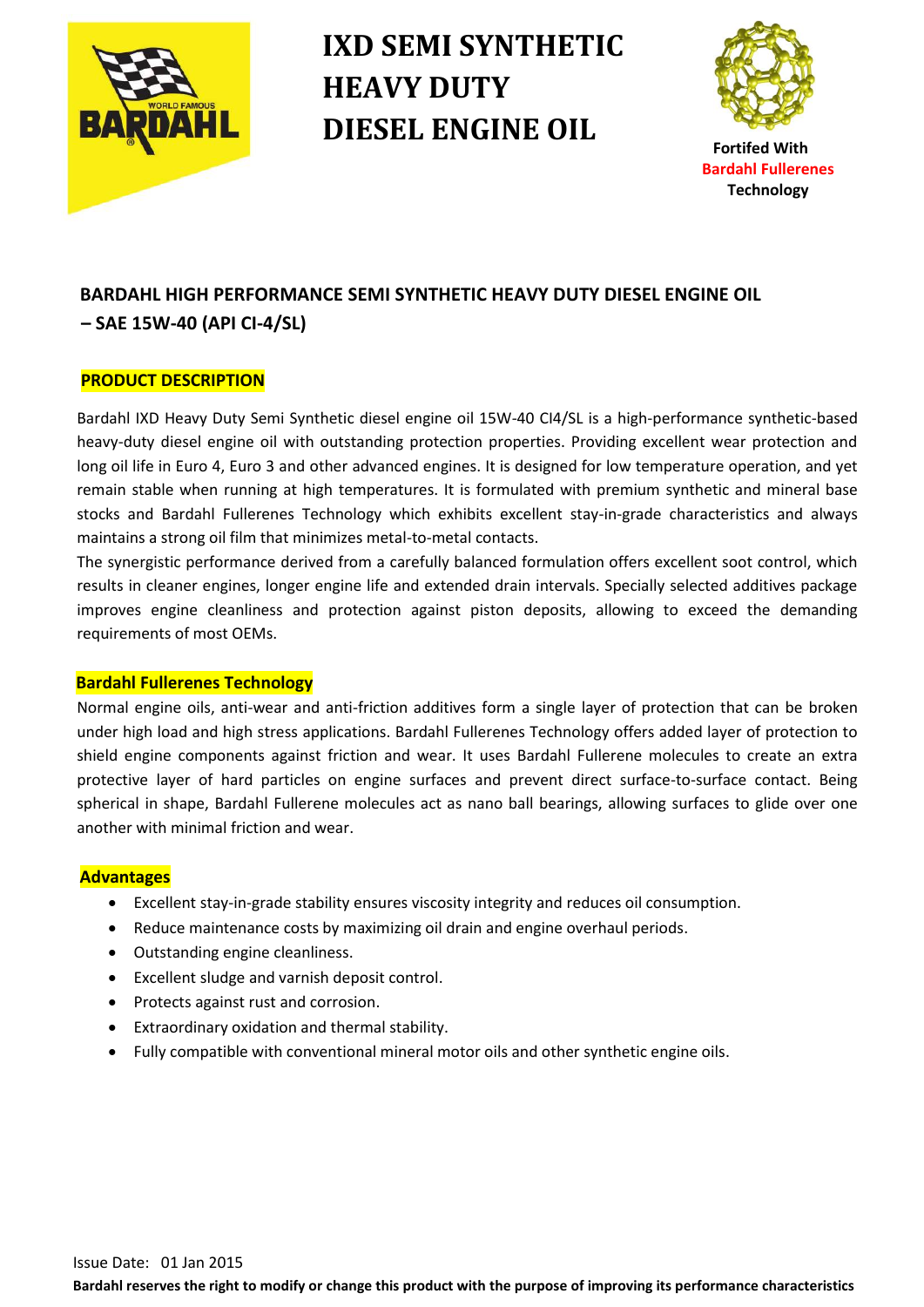# IXD SEMI SYNTHETIC HEAVY DUTY DIESEL ENGINE OIL

**Fortifed With**
**Bardahl Fullerenes**
**Technology**

## BARDAHL HIGH PERFORMANCE SEMI SYNTHETIC HEAVY DUTY DIESEL ENGINE OIL – SAE 15W-40 (API CI-4/SL)

### PRODUCT DESCRIPTION

Bardahl IXD Heavy Duty Semi Synthetic diesel engine oil 15W-40 CI4/SL is a high-performance synthetic-based heavy-duty diesel engine oil with outstanding protection properties. Providing excellent wear protection and long oil life in Euro 4, Euro 3 and other advanced engines. It is designed for low temperature operation, and yet remain stable when running at high temperatures. It is formulated with premium synthetic and mineral base stocks and Bardahl Fullerenes Technology which exhibits excellent stay-in-grade characteristics and always maintains a strong oil film that minimizes metal-to-metal contacts.

The synergistic performance derived from a carefully balanced formulation offers excellent soot control, which results in cleaner engines, longer engine life and extended drain intervals. Specially selected additives package improves engine cleanliness and protection against piston deposits, allowing to exceed the demanding requirements of most OEMs.

### Bardahl Fullerenes Technology

Normal engine oils, anti-wear and anti-friction additives form a single layer of protection that can be broken under high load and high stress applications. Bardahl Fullerenes Technology offers added layer of protection to shield engine components against friction and wear. It uses Bardahl Fullerene molecules to create an extra protective layer of hard particles on engine surfaces and prevent direct surface-to-surface contact. Being spherical in shape, Bardahl Fullerene molecules act as nano ball bearings, allowing surfaces to glide over one another with minimal friction and wear.

### Advantages

- Excellent stay-in-grade stability ensures viscosity integrity and reduces oil consumption.
- Reduce maintenance costs by maximizing oil drain and engine overhaul periods.
- Outstanding engine cleanliness.
- Excellent sludge and varnish deposit control.
- Protects against rust and corrosion.
- Extraordinary oxidation and thermal stability.
- Fully compatible with conventional mineral motor oils and other synthetic engine oils.

Issue Date: 01 Jan 2015

**Bardahl reserves the right to modify or change this product with the purpose of improving its performance characteristics**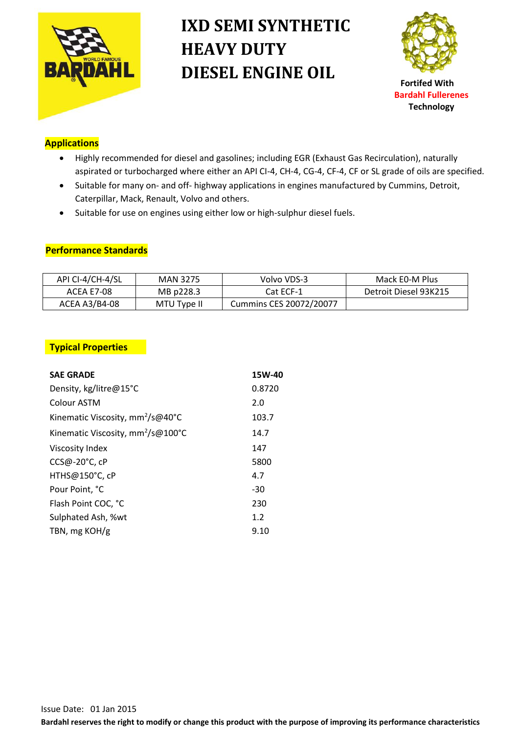# IXD SEMI SYNTHETIC HEAVY DUTY DIESEL ENGINE OIL

Fortifed With
Bardahl Fullerenes
Technology

## Applications

- Highly recommended for diesel and gasolines; including EGR (Exhaust Gas Recirculation), naturally aspirated or turbocharged where either an API CI-4, CH-4, CG-4, CF-4, CF or SL grade of oils are specified.
- Suitable for many on- and off- highway applications in engines manufactured by Cummins, Detroit, Caterpillar, Mack, Renault, Volvo and others.
- Suitable for use on engines using either low or high-sulphur diesel fuels.

## Performance Standards

| | | | |
|---|---|---|---|
| API CI-4/CH-4/SL | MAN 3275 | Volvo VDS-3 | Mack E0-M Plus |
| ACEA E7-08 | MB p228.3 | Cat ECF-1 | Detroit Diesel 93K215 |
| ACEA A3/B4-08 | MTU Type II | Cummins CES 20072/20077 | |

## Typical Properties

| **SAE GRADE** | **15W-40** |
|---|---|
| Density, kg/litre@15°C | 0.8720 |
| Colour ASTM | 2.0 |
| Kinematic Viscosity, $mm^2/s$@40°C | 103.7 |
| Kinematic Viscosity, $mm^2/s$@100°C | 14.7 |
| Viscosity Index | 147 |
| CCS@-20°C, cP | 5800 |
| HTHS@150°C, cP | 4.7 |
| Pour Point, °C | -30 |
| Flash Point COC, °C | 230 |
| Sulphated Ash, %wt | 1.2 |
| TBN, mg KOH/g | 9.10 |

Issue Date: 01 Jan 2015

**Bardahl reserves the right to modify or change this product with the purpose of improving its performance characteristics**